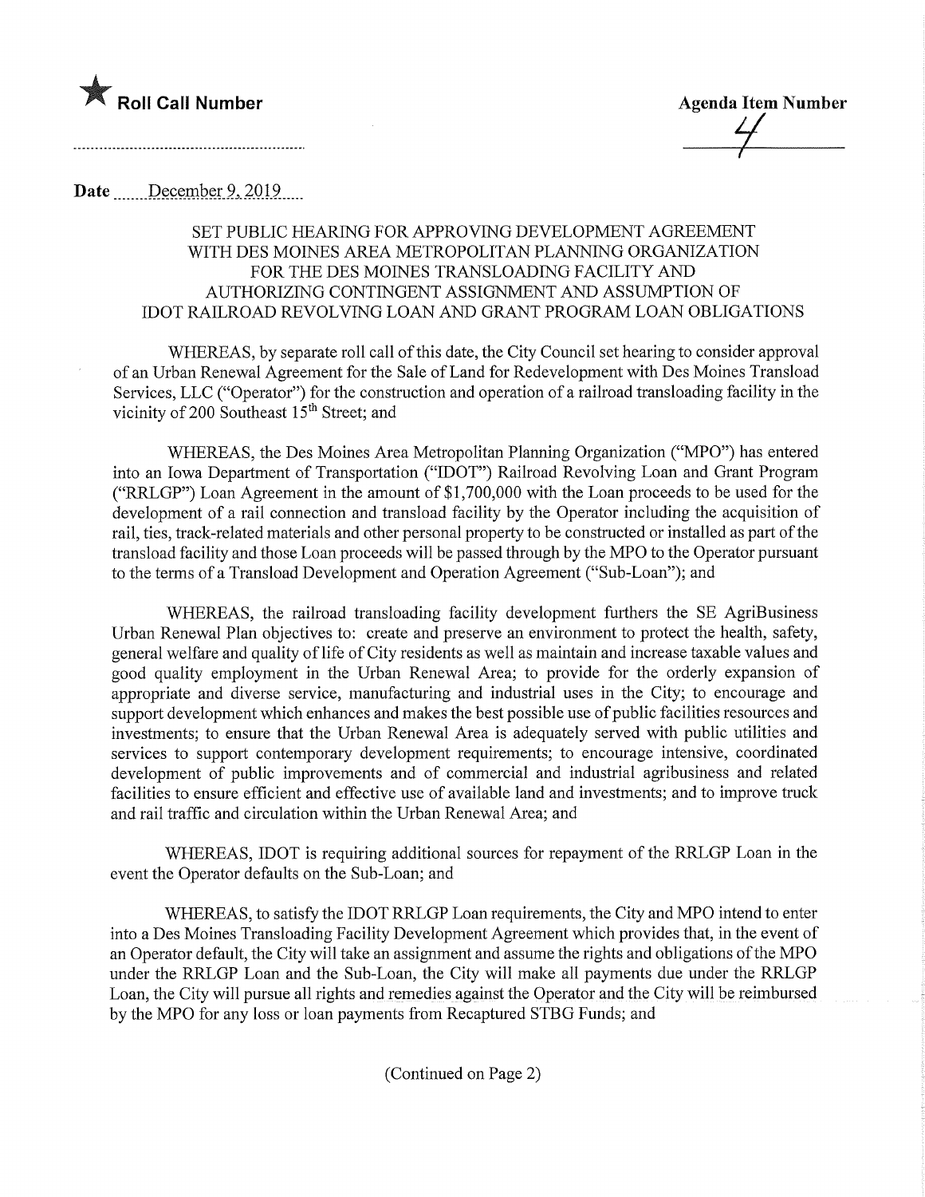★ **Roll Call Number** ..........................................................

**Agenda Item Number** 4

**Date** December 9, 2019

SET PUBLIC HEARING FOR APPROVING DEVELOPMENT AGREEMENT WITH DES MOINES AREA METROPOLITAN PLANNING ORGANIZATION FOR THE DES MOINES TRANSLOADING FACILITY AND AUTHORIZING CONTINGENT ASSIGNMENT AND ASSUMPTION OF IDOT RAILROAD REVOLVING LOAN AND GRANT PROGRAM LOAN OBLIGATIONS

WHEREAS, by separate roll call of this date, the City Council set hearing to consider approval of an Urban Renewal Agreement for the Sale of Land for Redevelopment with Des Moines Transload Services, LLC ("Operator") for the construction and operation of a railroad transloading facility in the vicinity of 200 Southeast 15th Street; and

WHEREAS, the Des Moines Area Metropolitan Planning Organization ("MPO") has entered into an Iowa Department of Transportation ("IDOT") Railroad Revolving Loan and Grant Program ("RRLGP") Loan Agreement in the amount of $1,700,000 with the Loan proceeds to be used for the development of a rail connection and transload facility by the Operator including the acquisition of rail, ties, track-related materials and other personal property to be constructed or installed as part of the transload facility and those Loan proceeds will be passed through by the MPO to the Operator pursuant to the terms of a Transload Development and Operation Agreement ("Sub-Loan"); and

WHEREAS, the railroad transloading facility development furthers the SE AgriBusiness Urban Renewal Plan objectives to: create and preserve an environment to protect the health, safety, general welfare and quality of life of City residents as well as maintain and increase taxable values and good quality employment in the Urban Renewal Area; to provide for the orderly expansion of appropriate and diverse service, manufacturing and industrial uses in the City; to encourage and support development which enhances and makes the best possible use of public facilities resources and investments; to ensure that the Urban Renewal Area is adequately served with public utilities and services to support contemporary development requirements; to encourage intensive, coordinated development of public improvements and of commercial and industrial agribusiness and related facilities to ensure efficient and effective use of available land and investments; and to improve truck and rail traffic and circulation within the Urban Renewal Area; and

WHEREAS, IDOT is requiring additional sources for repayment of the RRLGP Loan in the event the Operator defaults on the Sub-Loan; and

WHEREAS, to satisfy the IDOT RRLGP Loan requirements, the City and MPO intend to enter into a Des Moines Transloading Facility Development Agreement which provides that, in the event of an Operator default, the City will take an assignment and assume the rights and obligations of the MPO under the RRLGP Loan and the Sub-Loan, the City will make all payments due under the RRLGP Loan, the City will pursue all rights and remedies against the Operator and the City will be reimbursed by the MPO for any loss or loan payments from Recaptured STBG Funds; and

(Continued on Page 2)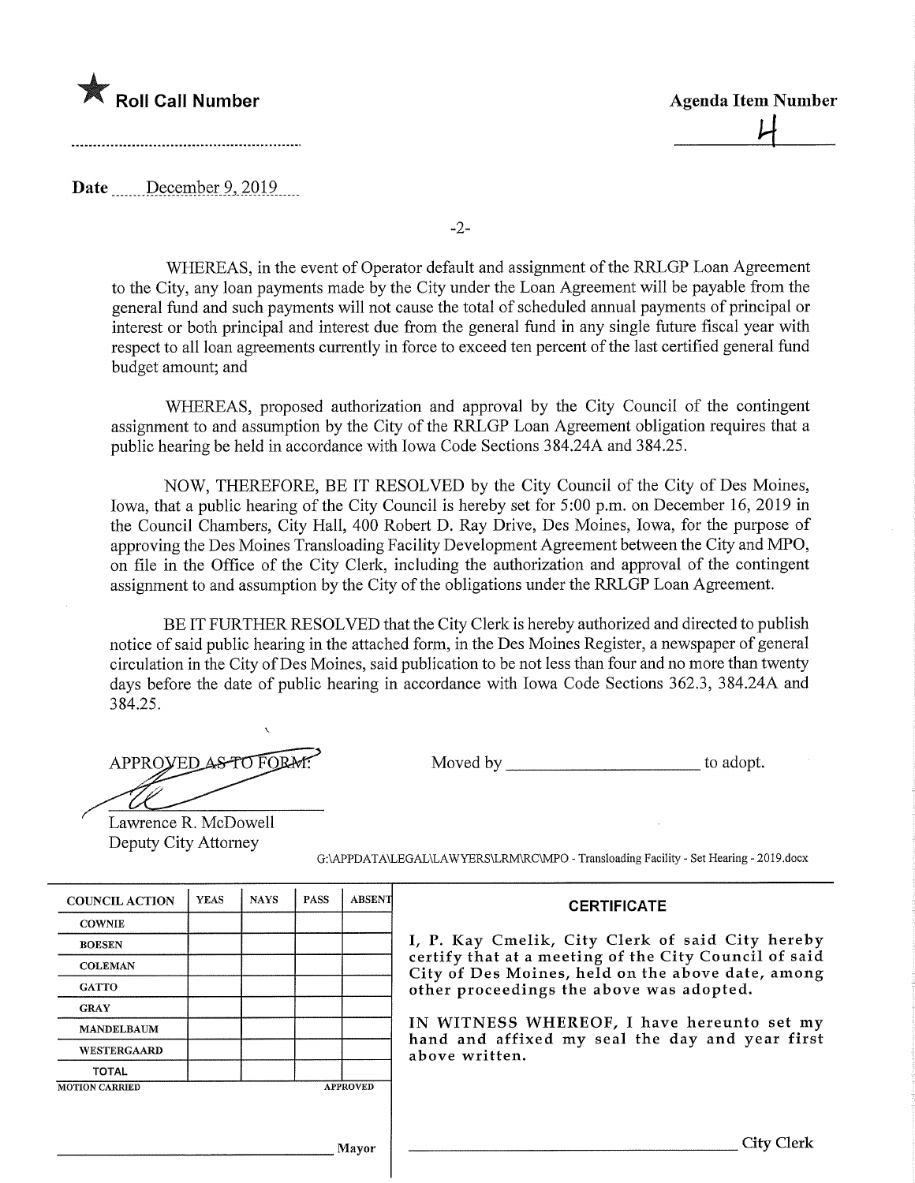★ **Roll Call Number**

**Agenda Item Number**

4

**Date** December 9, 2019

WHEREAS, in the event of Operator default and assignment of the RRLGP Loan Agreement to the City, any loan payments made by the City under the Loan Agreement will be payable from the general fund and such payments will not cause the total of scheduled annual payments of principal or interest or both principal and interest due from the general fund in any single future fiscal year with respect to all loan agreements currently in force to exceed ten percent of the last certified general fund budget amount; and

WHEREAS, proposed authorization and approval by the City Council of the contingent assignment to and assumption by the City of the RRLGP Loan Agreement obligation requires that a public hearing be held in accordance with Iowa Code Sections 384.24A and 384.25.

NOW, THEREFORE, BE IT RESOLVED by the City Council of the City of Des Moines, Iowa, that a public hearing of the City Council is hereby set for 5:00 p.m. on December 16, 2019 in the Council Chambers, City Hall, 400 Robert D. Ray Drive, Des Moines, Iowa, for the purpose of approving the Des Moines Transloading Facility Development Agreement between the City and MPO, on file in the Office of the City Clerk, including the authorization and approval of the contingent assignment to and assumption by the City of the obligations under the RRLGP Loan Agreement.

BE IT FURTHER RESOLVED that the City Clerk is hereby authorized and directed to publish notice of said public hearing in the attached form, in the Des Moines Register, a newspaper of general circulation in the City of Des Moines, said publication to be not less than four and no more than twenty days before the date of public hearing in accordance with Iowa Code Sections 362.3, 384.24A and 384.25.

APPROVED AS TO FORM:

Lawrence R. McDowell
Deputy City Attorney

Moved by ______________________ to adopt.

G:\APPDATA\LEGAL\LAWYERS\LRM\RC\MPO - Transloading Facility - Set Hearing - 2019.docx

| COUNCIL ACTION | YEAS | NAYS | PASS | ABSENT |
|---|---|---|---|---|
| COWNIE | | | | |
| BOESEN | | | | |
| COLEMAN | | | | |
| GATTO | | | | |
| GRAY | | | | |
| MANDELBAUM | | | | |
| WESTERGAARD | | | | |
| TOTAL | | | | |

MOTION CARRIED APPROVED

______________________ Mayor

**CERTIFICATE**

I, P. Kay Cmelik, City Clerk of said City hereby certify that at a meeting of the City Council of said City of Des Moines, held on the above date, among other proceedings the above was adopted.

IN WITNESS WHEREOF, I have hereunto set my hand and affixed my seal the day and year first above written.

______________________ City Clerk